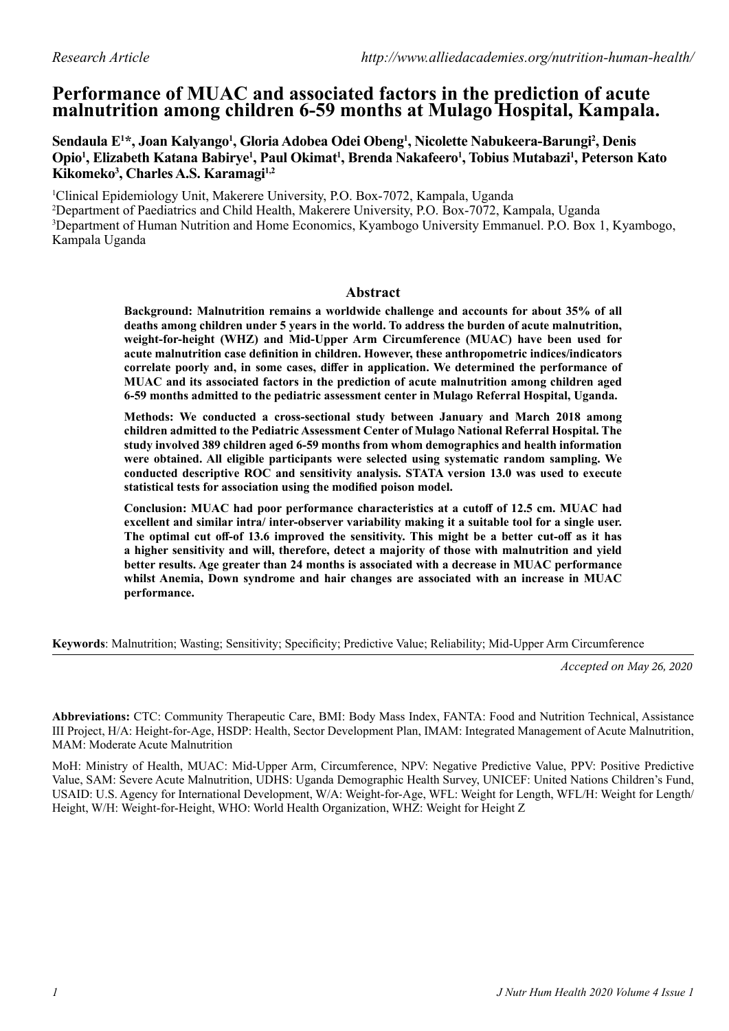Research Article

http://www.alliedacademies.org/nutrition-human-health/

# Performance of MUAC and associated factors in the prediction of acute malnutrition among children 6-59 months at Mulago Hospital, Kampala.

**Sendaula E[1]*, Joan Kalyango[1], Gloria Adobea Odei Obeng[1], Nicolette Nabukeera-Barungi[2], Denis Opio[1], Elizabeth Katana Babirye[1], Paul Okimat[1], Brenda Nakafeero[1], Tobius Mutabazi[1], Peterson Kato Kikomeko[3], Charles A.S. Karamagi[1,2]**

[1]Clinical Epidemiology Unit, Makerere University, P.O. Box-7072, Kampala, Uganda

[2]Department of Paediatrics and Child Health, Makerere University, P.O. Box-7072, Kampala, Uganda

[3]Department of Human Nutrition and Home Economics, Kyambogo University Emmanuel. P.O. Box 1, Kyambogo, Kampala Uganda

## Abstract

**Background: Malnutrition remains a worldwide challenge and accounts for about 35% of all deaths among children under 5 years in the world. To address the burden of acute malnutrition, weight-for-height (WHZ) and Mid-Upper Arm Circumference (MUAC) have been used for acute malnutrition case definition in children. However, these anthropometric indices/indicators correlate poorly and, in some cases, differ in application. We determined the performance of MUAC and its associated factors in the prediction of acute malnutrition among children aged 6-59 months admitted to the pediatric assessment center in Mulago Referral Hospital, Uganda.**

**Methods: We conducted a cross-sectional study between January and March 2018 among children admitted to the Pediatric Assessment Center of Mulago National Referral Hospital. The study involved 389 children aged 6-59 months from whom demographics and health information were obtained. All eligible participants were selected using systematic random sampling. We conducted descriptive ROC and sensitivity analysis. STATA version 13.0 was used to execute statistical tests for association using the modified poison model.**

**Conclusion: MUAC had poor performance characteristics at a cutoff of 12.5 cm. MUAC had excellent and similar intra/ inter-observer variability making it a suitable tool for a single user. The optimal cut off-of 13.6 improved the sensitivity. This might be a better cut-off as it has a higher sensitivity and will, therefore, detect a majority of those with malnutrition and yield better results. Age greater than 24 months is associated with a decrease in MUAC performance whilst Anemia, Down syndrome and hair changes are associated with an increase in MUAC performance.**

**Keywords**: Malnutrition; Wasting; Sensitivity; Specificity; Predictive Value; Reliability; Mid-Upper Arm Circumference

*Accepted on May 26, 2020*

**Abbreviations:** CTC: Community Therapeutic Care, BMI: Body Mass Index, FANTA: Food and Nutrition Technical, Assistance III Project, H/A: Height-for-Age, HSDP: Health, Sector Development Plan, IMAM: Integrated Management of Acute Malnutrition, MAM: Moderate Acute Malnutrition

MoH: Ministry of Health, MUAC: Mid-Upper Arm, Circumference, NPV: Negative Predictive Value, PPV: Positive Predictive Value, SAM: Severe Acute Malnutrition, UDHS: Uganda Demographic Health Survey, UNICEF: United Nations Children's Fund, USAID: U.S. Agency for International Development, W/A: Weight-for-Age, WFL: Weight for Length, WFL/H: Weight for Length/ Height, W/H: Weight-for-Height, WHO: World Health Organization, WHZ: Weight for Height Z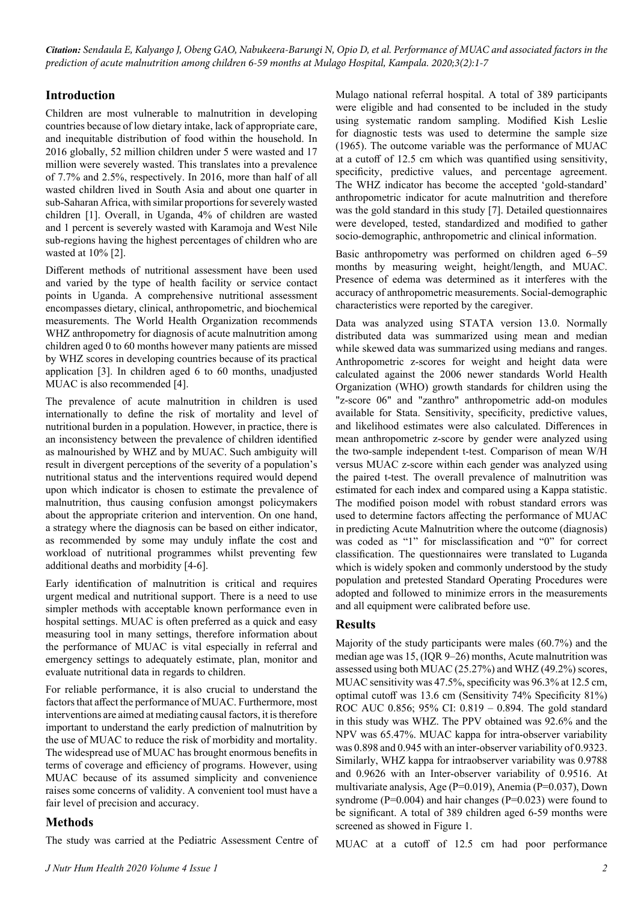## Introduction

Children are most vulnerable to malnutrition in developing countries because of low dietary intake, lack of appropriate care, and inequitable distribution of food within the household. In 2016 globally, 52 million children under 5 were wasted and 17 million were severely wasted. This translates into a prevalence of 7.7% and 2.5%, respectively. In 2016, more than half of all wasted children lived in South Asia and about one quarter in sub-Saharan Africa, with similar proportions for severely wasted children [1]. Overall, in Uganda, 4% of children are wasted and 1 percent is severely wasted with Karamoja and West Nile sub-regions having the highest percentages of children who are wasted at 10% [2].

Different methods of nutritional assessment have been used and varied by the type of health facility or service contact points in Uganda. A comprehensive nutritional assessment encompasses dietary, clinical, anthropometric, and biochemical measurements. The World Health Organization recommends WHZ anthropometry for diagnosis of acute malnutrition among children aged 0 to 60 months however many patients are missed by WHZ scores in developing countries because of its practical application [3]. In children aged 6 to 60 months, unadjusted MUAC is also recommended [4].

The prevalence of acute malnutrition in children is used internationally to define the risk of mortality and level of nutritional burden in a population. However, in practice, there is an inconsistency between the prevalence of children identified as malnourished by WHZ and by MUAC. Such ambiguity will result in divergent perceptions of the severity of a population's nutritional status and the interventions required would depend upon which indicator is chosen to estimate the prevalence of malnutrition, thus causing confusion amongst policymakers about the appropriate criterion and intervention. On one hand, a strategy where the diagnosis can be based on either indicator, as recommended by some may unduly inflate the cost and workload of nutritional programmes whilst preventing few additional deaths and morbidity [4-6].

Early identification of malnutrition is critical and requires urgent medical and nutritional support. There is a need to use simpler methods with acceptable known performance even in hospital settings. MUAC is often preferred as a quick and easy measuring tool in many settings, therefore information about the performance of MUAC is vital especially in referral and emergency settings to adequately estimate, plan, monitor and evaluate nutritional data in regards to children.

For reliable performance, it is also crucial to understand the factors that affect the performance of MUAC. Furthermore, most interventions are aimed at mediating causal factors, it is therefore important to understand the early prediction of malnutrition by the use of MUAC to reduce the risk of morbidity and mortality. The widespread use of MUAC has brought enormous benefits in terms of coverage and efficiency of programs. However, using MUAC because of its assumed simplicity and convenience raises some concerns of validity. A convenient tool must have a fair level of precision and accuracy.

## Methods

The study was carried at the Pediatric Assessment Centre of Mulago national referral hospital. A total of 389 participants were eligible and had consented to be included in the study using systematic random sampling. Modified Kish Leslie for diagnostic tests was used to determine the sample size (1965). The outcome variable was the performance of MUAC at a cutoff of 12.5 cm which was quantified using sensitivity, specificity, predictive values, and percentage agreement. The WHZ indicator has become the accepted 'gold-standard' anthropometric indicator for acute malnutrition and therefore was the gold standard in this study [7]. Detailed questionnaires were developed, tested, standardized and modified to gather socio-demographic, anthropometric and clinical information.

Basic anthropometry was performed on children aged 6–59 months by measuring weight, height/length, and MUAC. Presence of edema was determined as it interferes with the accuracy of anthropometric measurements. Social-demographic characteristics were reported by the caregiver.

Data was analyzed using STATA version 13.0. Normally distributed data was summarized using mean and median while skewed data was summarized using medians and ranges. Anthropometric z-scores for weight and height data were calculated against the 2006 newer standards World Health Organization (WHO) growth standards for children using the "z-score 06" and "zanthro" anthropometric add-on modules available for Stata. Sensitivity, specificity, predictive values, and likelihood estimates were also calculated. Differences in mean anthropometric z-score by gender were analyzed using the two-sample independent t-test. Comparison of mean W/H versus MUAC z-score within each gender was analyzed using the paired t-test. The overall prevalence of malnutrition was estimated for each index and compared using a Kappa statistic. The modified poison model with robust standard errors was used to determine factors affecting the performance of MUAC in predicting Acute Malnutrition where the outcome (diagnosis) was coded as "1" for misclassification and "0" for correct classification. The questionnaires were translated to Luganda which is widely spoken and commonly understood by the study population and pretested Standard Operating Procedures were adopted and followed to minimize errors in the measurements and all equipment were calibrated before use.

## Results

Majority of the study participants were males (60.7%) and the median age was 15, (IQR 9–26) months, Acute malnutrition was assessed using both MUAC (25.27%) and WHZ (49.2%) scores, MUAC sensitivity was 47.5%, specificity was 96.3% at 12.5 cm, optimal cutoff was 13.6 cm (Sensitivity 74% Specificity 81%) ROC AUC 0.856; 95% CI: 0.819 – 0.894. The gold standard in this study was WHZ. The PPV obtained was 92.6% and the NPV was 65.47%. MUAC kappa for intra-observer variability was 0.898 and 0.945 with an inter-observer variability of 0.9323. Similarly, WHZ kappa for intraobserver variability was 0.9788 and 0.9626 with an Inter-observer variability of 0.9516. At multivariate analysis, Age (P=0.019), Anemia (P=0.037), Down syndrome (P=0.004) and hair changes (P=0.023) were found to be significant. A total of 389 children aged 6-59 months were screened as showed in Figure 1.

MUAC at a cutoff of 12.5 cm had poor performance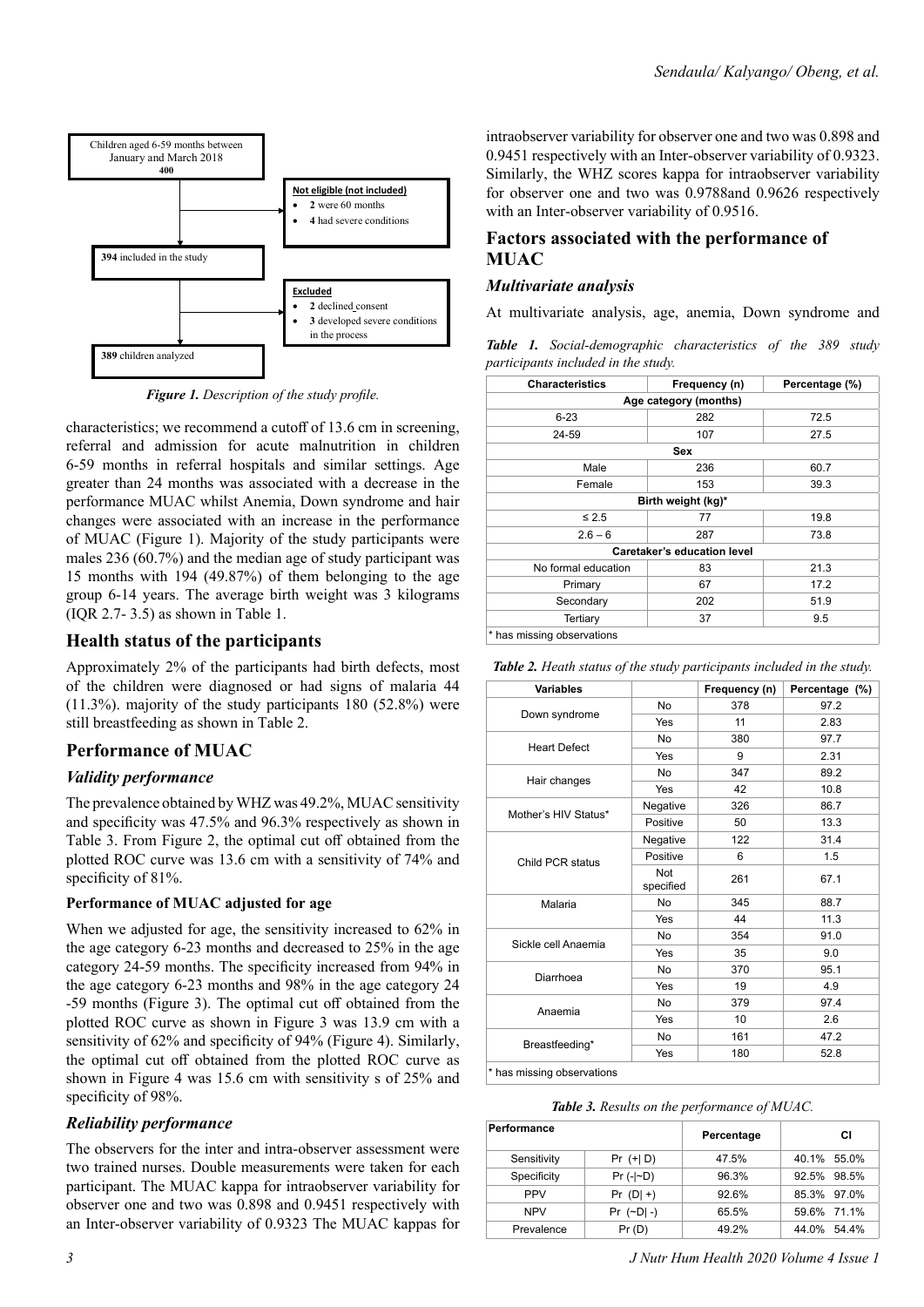Children aged 6-59 months between January and March 2018
**400**

**Not eligible (not included)**

- **2** were 60 months
- **4** had severe conditions

**394** included in the study

**Excluded**

- **2** declined consent
- **3** developed severe conditions in the process

**389** children analyzed

***Figure 1.*** *Description of the study profile.*

characteristics; we recommend a cutoff of 13.6 cm in screening, referral and admission for acute malnutrition in children 6-59 months in referral hospitals and similar settings. Age greater than 24 months was associated with a decrease in the performance MUAC whilst Anemia, Down syndrome and hair changes were associated with an increase in the performance of MUAC (Figure 1). Majority of the study participants were males 236 (60.7%) and the median age of study participant was 15 months with 194 (49.87%) of them belonging to the age group 6-14 years. The average birth weight was 3 kilograms (IQR 2.7- 3.5) as shown in Table 1.

## Health status of the participants

Approximately 2% of the participants had birth defects, most of the children were diagnosed or had signs of malaria 44 (11.3%). majority of the study participants 180 (52.8%) were still breastfeeding as shown in Table 2.

## Performance of MUAC

### *Validity performance*

The prevalence obtained by WHZ was 49.2%, MUAC sensitivity and specificity was 47.5% and 96.3% respectively as shown in Table 3. From Figure 2, the optimal cut off obtained from the plotted ROC curve was 13.6 cm with a sensitivity of 74% and specificity of 81%.

#### Performance of MUAC adjusted for age

When we adjusted for age, the sensitivity increased to 62% in the age category 6-23 months and decreased to 25% in the age category 24-59 months. The specificity increased from 94% in the age category 6-23 months and 98% in the age category 24 -59 months (Figure 3). The optimal cut off obtained from the plotted ROC curve as shown in Figure 3 was 13.9 cm with a sensitivity of 62% and specificity of 94% (Figure 4). Similarly, the optimal cut off obtained from the plotted ROC curve as shown in Figure 4 was 15.6 cm with sensitivity s of 25% and specificity of 98%.

### *Reliability performance*

The observers for the inter and intra-observer assessment were two trained nurses. Double measurements were taken for each participant. The MUAC kappa for intraobserver variability for observer one and two was 0.898 and 0.9451 respectively with an Inter-observer variability of 0.9323 The MUAC kappas for intraobserver variability for observer one and two was 0.898 and 0.9451 respectively with an Inter-observer variability of 0.9323. Similarly, the WHZ scores kappa for intraobserver variability for observer one and two was 0.9788and 0.9626 respectively with an Inter-observer variability of 0.9516.

## Factors associated with the performance of MUAC

### *Multivariate analysis*

At multivariate analysis, age, anemia, Down syndrome and

***Table 1.*** *Social-demographic characteristics of the 389 study participants included in the study.*

| Characteristics | Frequency (n) | Percentage (%) |
|---|---|---|
| **Age category (months)** | | |
| 6-23 | 282 | 72.5 |
| 24-59 | 107 | 27.5 |
| **Sex** | | |
| Male | 236 | 60.7 |
| Female | 153 | 39.3 |
| **Birth weight (kg)*** | | |
| ≤ 2.5 | 77 | 19.8 |
| 2.6 – 6 | 287 | 73.8 |
| **Caretaker's education level** | | |
| No formal education | 83 | 21.3 |
| Primary | 67 | 17.2 |
| Secondary | 202 | 51.9 |
| Tertiary | 37 | 9.5 |

\* has missing observations

***Table 2.*** *Heath status of the study participants included in the study.*

| Variables | | Frequency (n) | Percentage (%) |
|---|---|---|---|
| Down syndrome | No | 378 | 97.2 |
| | Yes | 11 | 2.83 |
| Heart Defect | No | 380 | 97.7 |
| | Yes | 9 | 2.31 |
| Hair changes | No | 347 | 89.2 |
| | Yes | 42 | 10.8 |
| Mother's HIV Status* | Negative | 326 | 86.7 |
| | Positive | 50 | 13.3 |
| Child PCR status | Negative | 122 | 31.4 |
| | Positive | 6 | 1.5 |
| | Not specified | 261 | 67.1 |
| Malaria | No | 345 | 88.7 |
| | Yes | 44 | 11.3 |
| Sickle cell Anaemia | No | 354 | 91.0 |
| | Yes | 35 | 9.0 |
| Diarrhoea | No | 370 | 95.1 |
| | Yes | 19 | 4.9 |
| Anaemia | No | 379 | 97.4 |
| | Yes | 10 | 2.6 |
| Breastfeeding* | No | 161 | 47.2 |
| | Yes | 180 | 52.8 |

\* has missing observations

***Table 3.*** *Results on the performance of MUAC.*

| Performance | | Percentage | CI | |
|---|---|---|---|---|
| Sensitivity | Pr (+\| D) | 47.5% | 40.1% | 55.0% |
| Specificity | Pr (-\|~D) | 96.3% | 92.5% | 98.5% |
| PPV | Pr (D\| +) | 92.6% | 85.3% | 97.0% |
| NPV | Pr (~D\| -) | 65.5% | 59.6% | 71.1% |
| Prevalence | Pr (D) | 49.2% | 44.0% | 54.4% |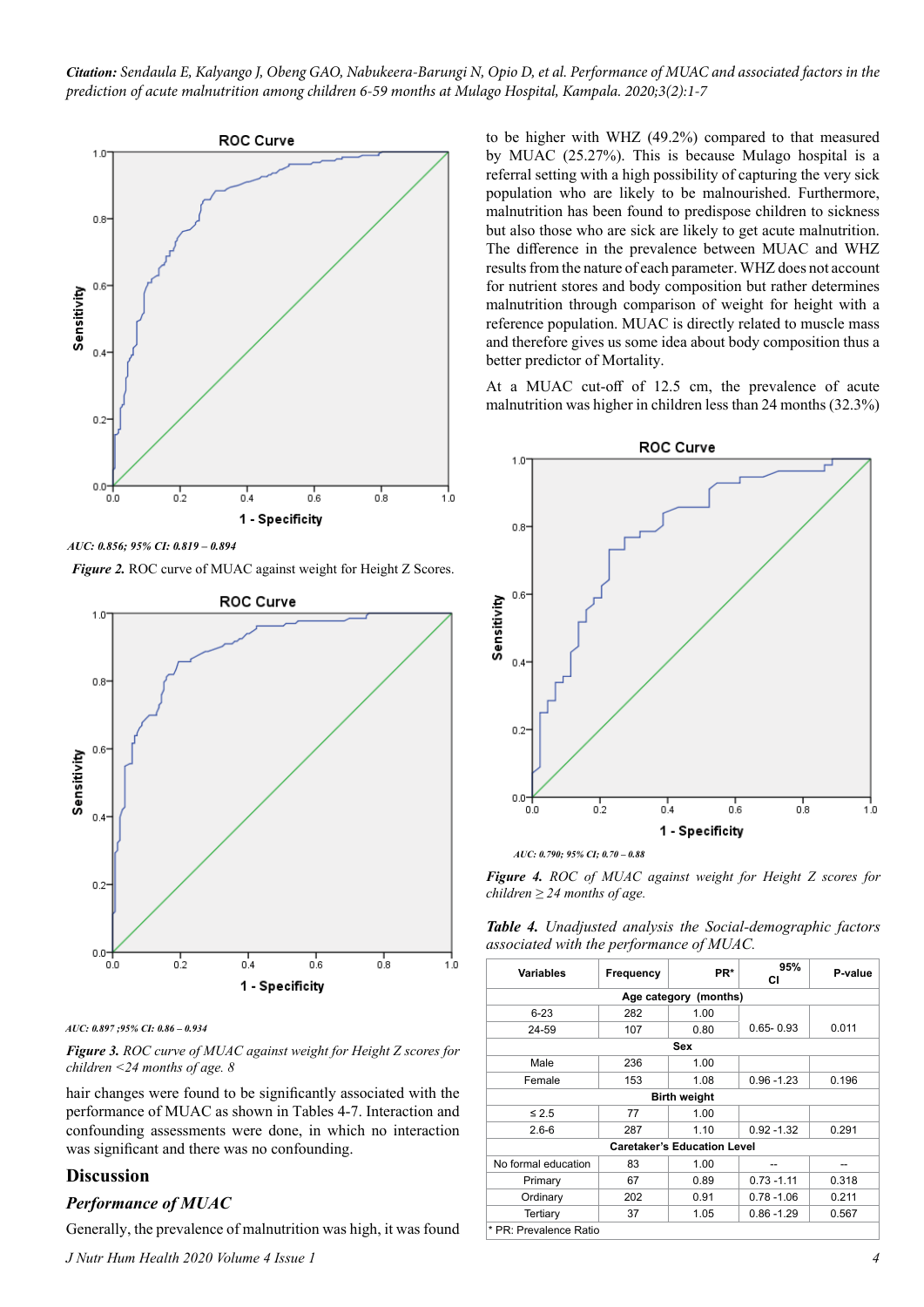AUC: 0.856; 95% CI: 0.819 – 0.894

***Figure 2.*** ROC curve of MUAC against weight for Height Z Scores.

AUC: 0.897 ;95% CI: 0.86 – 0.934

***Figure 3.*** *ROC curve of MUAC against weight for Height Z scores for children <24 months of age. 8*

hair changes were found to be significantly associated with the performance of MUAC as shown in Tables 4-7. Interaction and confounding assessments were done, in which no interaction was significant and there was no confounding.

## Discussion

### *Performance of MUAC*

Generally, the prevalence of malnutrition was high, it was found to be higher with WHZ (49.2%) compared to that measured by MUAC (25.27%). This is because Mulago hospital is a referral setting with a high possibility of capturing the very sick population who are likely to be malnourished. Furthermore, malnutrition has been found to predispose children to sickness but also those who are sick are likely to get acute malnutrition. The difference in the prevalence between MUAC and WHZ results from the nature of each parameter. WHZ does not account for nutrient stores and body composition but rather determines malnutrition through comparison of weight for height with a reference population. MUAC is directly related to muscle mass and therefore gives us some idea about body composition thus a better predictor of Mortality.

At a MUAC cut-off of 12.5 cm, the prevalence of acute malnutrition was higher in children less than 24 months (32.3%)

AUC: 0.790; 95% CI; 0.70 – 0.88

***Figure 4.*** *ROC of MUAC against weight for Height Z scores for children ≥ 24 months of age.*

***Table 4.*** *Unadjusted analysis the Social-demographic factors associated with the performance of MUAC.*

| Variables | Frequency | PR* | 95% CI | P-value |
|---|---|---|---|---|
| **Age category (months)** | | | | |
| 6-23 | 282 | 1.00 | | |
| 24-59 | 107 | 0.80 | 0.65- 0.93 | 0.011 |
| **Sex** | | | | |
| Male | 236 | 1.00 | | |
| Female | 153 | 1.08 | 0.96 -1.23 | 0.196 |
| **Birth weight** | | | | |
| ≤ 2.5 | 77 | 1.00 | | |
| 2.6-6 | 287 | 1.10 | 0.92 -1.32 | 0.291 |
| **Caretaker's Education Level** | | | | |
| No formal education | 83 | 1.00 | -- | -- |
| Primary | 67 | 0.89 | 0.73 -1.11 | 0.318 |
| Ordinary | 202 | 0.91 | 0.78 -1.06 | 0.211 |
| Tertiary | 37 | 1.05 | 0.86 -1.29 | 0.567 |

\* PR: Prevalence Ratio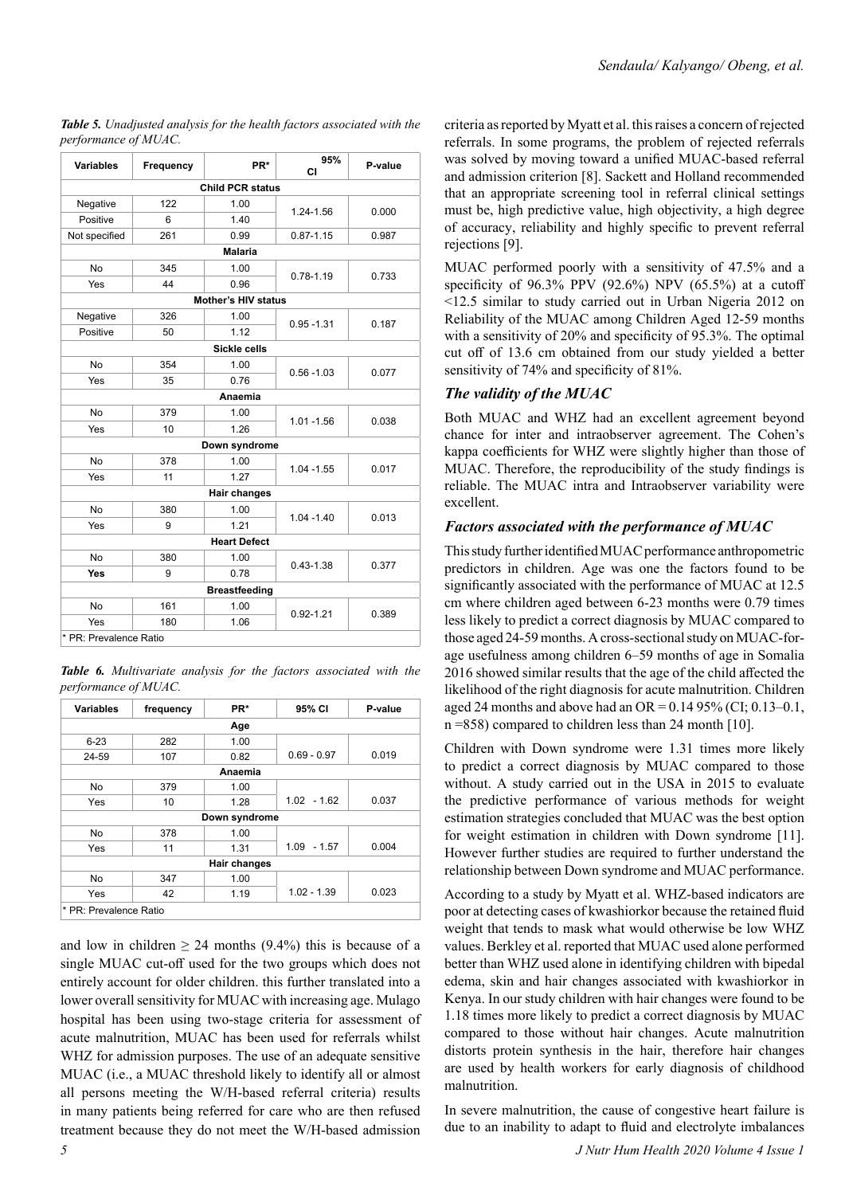*Table 5. Unadjusted analysis for the health factors associated with the performance of MUAC.*

| Variables | Frequency | PR* | 95% CI | P-value |
|---|---|---|---|---|
| **Child PCR status** | | | | |
| Negative | 122 | 1.00 | 1.24-1.56 | 0.000 |
| Positive | 6 | 1.40 | | |
| Not specified | 261 | 0.99 | 0.87-1.15 | 0.987 |
| **Malaria** | | | | |
| No | 345 | 1.00 | 0.78-1.19 | 0.733 |
| Yes | 44 | 0.96 | | |
| **Mother's HIV status** | | | | |
| Negative | 326 | 1.00 | 0.95 -1.31 | 0.187 |
| Positive | 50 | 1.12 | | |
| **Sickle cells** | | | | |
| No | 354 | 1.00 | 0.56 -1.03 | 0.077 |
| Yes | 35 | 0.76 | | |
| **Anaemia** | | | | |
| No | 379 | 1.00 | 1.01 -1.56 | 0.038 |
| Yes | 10 | 1.26 | | |
| **Down syndrome** | | | | |
| No | 378 | 1.00 | 1.04 -1.55 | 0.017 |
| Yes | 11 | 1.27 | | |
| **Hair changes** | | | | |
| No | 380 | 1.00 | 1.04 -1.40 | 0.013 |
| Yes | 9 | 1.21 | | |
| **Heart Defect** | | | | |
| No | 380 | 1.00 | 0.43-1.38 | 0.377 |
| **Yes** | 9 | 0.78 | | |
| **Breastfeeding** | | | | |
| No | 161 | 1.00 | 0.92-1.21 | 0.389 |
| Yes | 180 | 1.06 | | |

\* PR: Prevalence Ratio

*Table 6. Multivariate analysis for the factors associated with the performance of MUAC.*

| Variables | frequency | PR* | 95% CI | P-value |
|---|---|---|---|---|
| **Age** | | | | |
| 6-23 | 282 | 1.00 | | |
| 24-59 | 107 | 0.82 | 0.69 - 0.97 | 0.019 |
| **Anaemia** | | | | |
| No | 379 | 1.00 | | |
| Yes | 10 | 1.28 | 1.02 - 1.62 | 0.037 |
| **Down syndrome** | | | | |
| No | 378 | 1.00 | | |
| Yes | 11 | 1.31 | 1.09 - 1.57 | 0.004 |
| **Hair changes** | | | | |
| No | 347 | 1.00 | | |
| Yes | 42 | 1.19 | 1.02 - 1.39 | 0.023 |

\* PR: Prevalence Ratio

and low in children ≥ 24 months (9.4%) this is because of a single MUAC cut-off used for the two groups which does not entirely account for older children. this further translated into a lower overall sensitivity for MUAC with increasing age. Mulago hospital has been using two-stage criteria for assessment of acute malnutrition, MUAC has been used for referrals whilst WHZ for admission purposes. The use of an adequate sensitive MUAC (i.e., a MUAC threshold likely to identify all or almost all persons meeting the W/H-based referral criteria) results in many patients being referred for care who are then refused treatment because they do not meet the W/H-based admission criteria as reported by Myatt et al. this raises a concern of rejected referrals. In some programs, the problem of rejected referrals was solved by moving toward a unified MUAC-based referral and admission criterion [8]. Sackett and Holland recommended that an appropriate screening tool in referral clinical settings must be, high predictive value, high objectivity, a high degree of accuracy, reliability and highly specific to prevent referral rejections [9].

MUAC performed poorly with a sensitivity of 47.5% and a specificity of 96.3% PPV (92.6%) NPV (65.5%) at a cutoff <12.5 similar to study carried out in Urban Nigeria 2012 on Reliability of the MUAC among Children Aged 12-59 months with a sensitivity of 20% and specificity of 95.3%. The optimal cut off of 13.6 cm obtained from our study yielded a better sensitivity of 74% and specificity of 81%.

## The validity of the MUAC

Both MUAC and WHZ had an excellent agreement beyond chance for inter and intraobserver agreement. The Cohen's kappa coefficients for WHZ were slightly higher than those of MUAC. Therefore, the reproducibility of the study findings is reliable. The MUAC intra and Intraobserver variability were excellent.

## Factors associated with the performance of MUAC

This study further identified MUAC performance anthropometric predictors in children. Age was one the factors found to be significantly associated with the performance of MUAC at 12.5 cm where children aged between 6-23 months were 0.79 times less likely to predict a correct diagnosis by MUAC compared to those aged 24-59 months. A cross-sectional study on MUAC-for-age usefulness among children 6–59 months of age in Somalia 2016 showed similar results that the age of the child affected the likelihood of the right diagnosis for acute malnutrition. Children aged 24 months and above had an OR = 0.14 95% (CI; 0.13–0.1, n =858) compared to children less than 24 month [10].

Children with Down syndrome were 1.31 times more likely to predict a correct diagnosis by MUAC compared to those without. A study carried out in the USA in 2015 to evaluate the predictive performance of various methods for weight estimation strategies concluded that MUAC was the best option for weight estimation in children with Down syndrome [11]. However further studies are required to further understand the relationship between Down syndrome and MUAC performance.

According to a study by Myatt et al. WHZ-based indicators are poor at detecting cases of kwashiorkor because the retained fluid weight that tends to mask what would otherwise be low WHZ values. Berkley et al. reported that MUAC used alone performed better than WHZ used alone in identifying children with bipedal edema, skin and hair changes associated with kwashiorkor in Kenya. In our study children with hair changes were found to be 1.18 times more likely to predict a correct diagnosis by MUAC compared to those without hair changes. Acute malnutrition distorts protein synthesis in the hair, therefore hair changes are used by health workers for early diagnosis of childhood malnutrition.

In severe malnutrition, the cause of congestive heart failure is due to an inability to adapt to fluid and electrolyte imbalances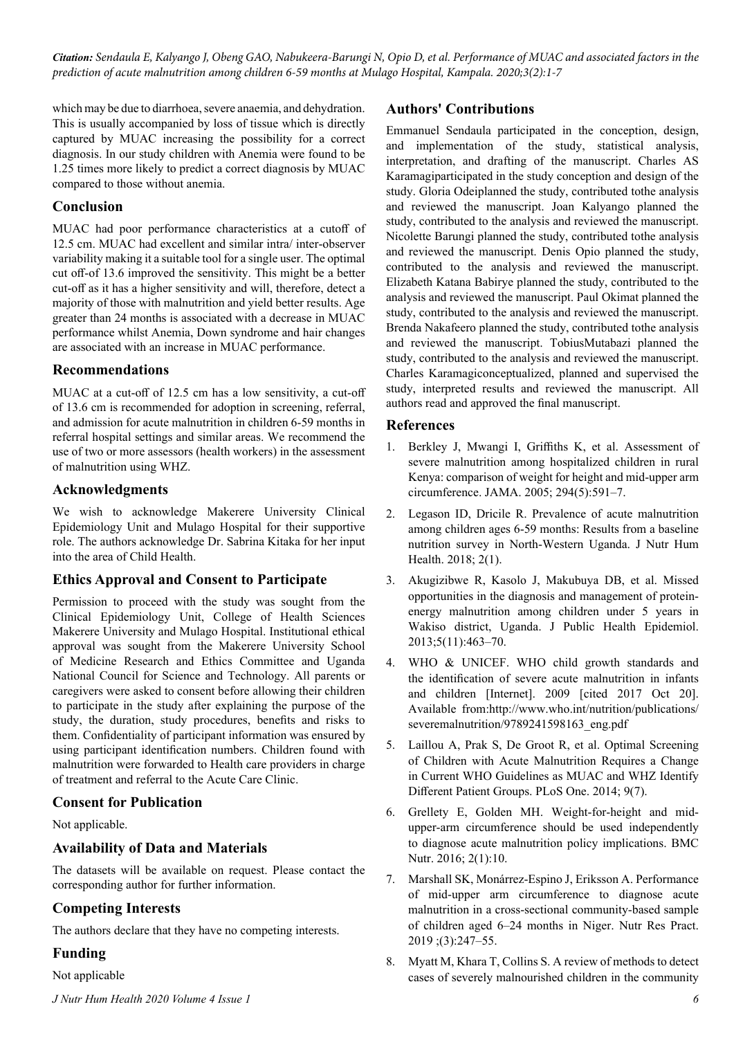which may be due to diarrhoea, severe anaemia, and dehydration. This is usually accompanied by loss of tissue which is directly captured by MUAC increasing the possibility for a correct diagnosis. In our study children with Anemia were found to be 1.25 times more likely to predict a correct diagnosis by MUAC compared to those without anemia.

## Conclusion

MUAC had poor performance characteristics at a cutoff of 12.5 cm. MUAC had excellent and similar intra/ inter-observer variability making it a suitable tool for a single user. The optimal cut off-of 13.6 improved the sensitivity. This might be a better cut-off as it has a higher sensitivity and will, therefore, detect a majority of those with malnutrition and yield better results. Age greater than 24 months is associated with a decrease in MUAC performance whilst Anemia, Down syndrome and hair changes are associated with an increase in MUAC performance.

## Recommendations

MUAC at a cut-off of 12.5 cm has a low sensitivity, a cut-off of 13.6 cm is recommended for adoption in screening, referral, and admission for acute malnutrition in children 6-59 months in referral hospital settings and similar areas. We recommend the use of two or more assessors (health workers) in the assessment of malnutrition using WHZ.

## Acknowledgments

We wish to acknowledge Makerere University Clinical Epidemiology Unit and Mulago Hospital for their supportive role. The authors acknowledge Dr. Sabrina Kitaka for her input into the area of Child Health.

## Ethics Approval and Consent to Participate

Permission to proceed with the study was sought from the Clinical Epidemiology Unit, College of Health Sciences Makerere University and Mulago Hospital. Institutional ethical approval was sought from the Makerere University School of Medicine Research and Ethics Committee and Uganda National Council for Science and Technology. All parents or caregivers were asked to consent before allowing their children to participate in the study after explaining the purpose of the study, the duration, study procedures, benefits and risks to them. Confidentiality of participant information was ensured by using participant identification numbers. Children found with malnutrition were forwarded to Health care providers in charge of treatment and referral to the Acute Care Clinic.

## Consent for Publication

Not applicable.

## Availability of Data and Materials

The datasets will be available on request. Please contact the corresponding author for further information.

## Competing Interests

The authors declare that they have no competing interests.

## Funding

Not applicable

## Authors' Contributions

Emmanuel Sendaula participated in the conception, design, and implementation of the study, statistical analysis, interpretation, and drafting of the manuscript. Charles AS Karamagiparticipated in the study conception and design of the study. Gloria Odeiplanned the study, contributed tothe analysis and reviewed the manuscript. Joan Kalyango planned the study, contributed to the analysis and reviewed the manuscript. Nicolette Barungi planned the study, contributed tothe analysis and reviewed the manuscript. Denis Opio planned the study, contributed to the analysis and reviewed the manuscript. Elizabeth Katana Babirye planned the study, contributed to the analysis and reviewed the manuscript. Paul Okimat planned the study, contributed to the analysis and reviewed the manuscript. Brenda Nakafeero planned the study, contributed tothe analysis and reviewed the manuscript. TobiusMutabazi planned the study, contributed to the analysis and reviewed the manuscript. Charles Karamagiconceptualized, planned and supervised the study, interpreted results and reviewed the manuscript. All authors read and approved the final manuscript.

## References

1. Berkley J, Mwangi I, Griffiths K, et al. Assessment of severe malnutrition among hospitalized children in rural Kenya: comparison of weight for height and mid-upper arm circumference. JAMA. 2005; 294(5):591–7.
2. Legason ID, Dricile R. Prevalence of acute malnutrition among children ages 6-59 months: Results from a baseline nutrition survey in North-Western Uganda. J Nutr Hum Health. 2018; 2(1).
3. Akugizibwe R, Kasolo J, Makubuya DB, et al. Missed opportunities in the diagnosis and management of protein-energy malnutrition among children under 5 years in Wakiso district, Uganda. J Public Health Epidemiol. 2013;5(11):463–70.
4. WHO & UNICEF. WHO child growth standards and the identification of severe acute malnutrition in infants and children [Internet]. 2009 [cited 2017 Oct 20]. Available from:http://www.who.int/nutrition/publications/severemalnutrition/9789241598163_eng.pdf
5. Laillou A, Prak S, De Groot R, et al. Optimal Screening of Children with Acute Malnutrition Requires a Change in Current WHO Guidelines as MUAC and WHZ Identify Different Patient Groups. PLoS One. 2014; 9(7).
6. Grellety E, Golden MH. Weight-for-height and mid-upper-arm circumference should be used independently to diagnose acute malnutrition policy implications. BMC Nutr. 2016; 2(1):10.
7. Marshall SK, Monárrez-Espino J, Eriksson A. Performance of mid-upper arm circumference to diagnose acute malnutrition in a cross-sectional community-based sample of children aged 6–24 months in Niger. Nutr Res Pract. 2019 ;(3):247–55.
8. Myatt M, Khara T, Collins S. A review of methods to detect cases of severely malnourished children in the community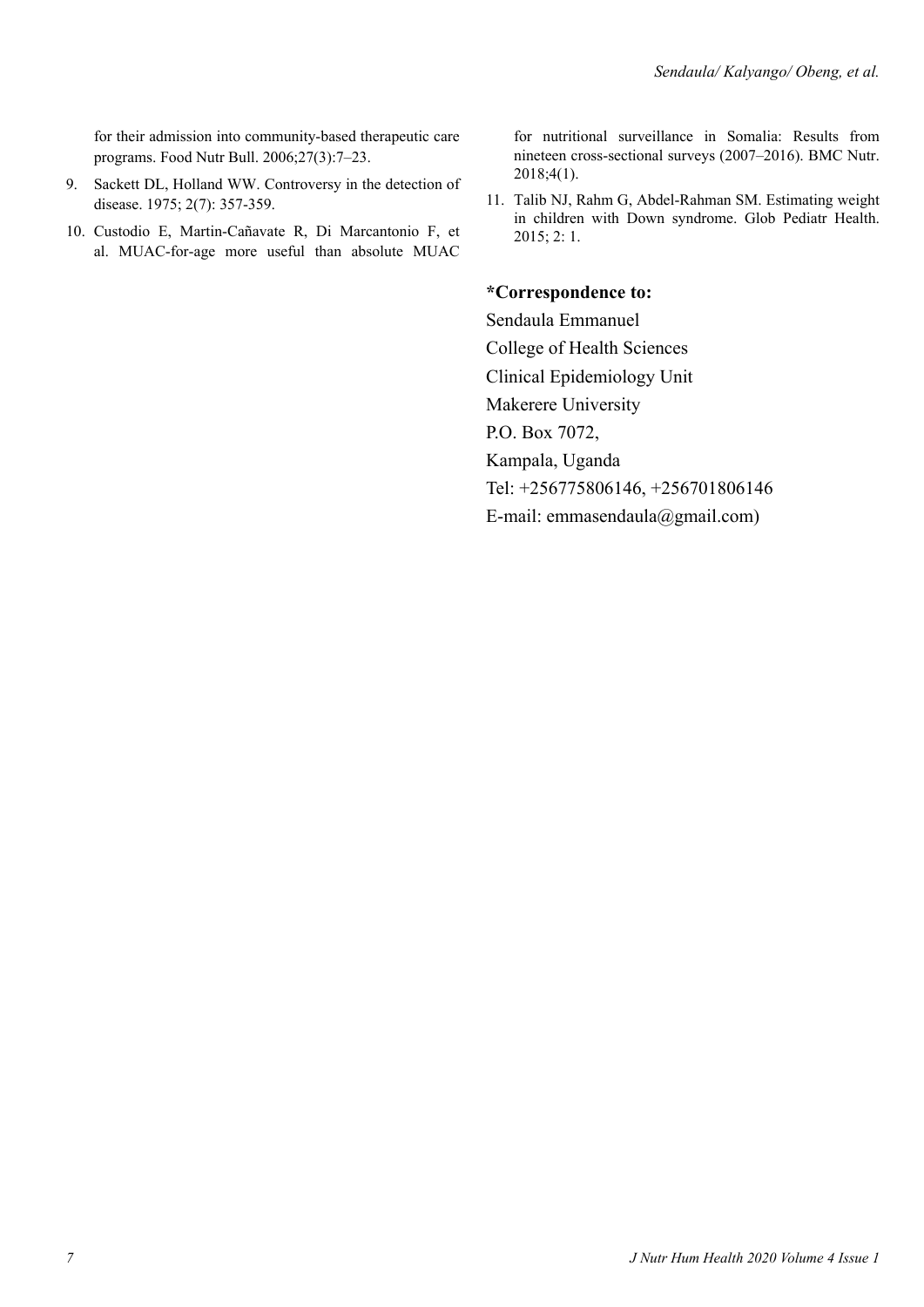for their admission into community-based therapeutic care programs. Food Nutr Bull. 2006;27(3):7–23.

9. Sackett DL, Holland WW. Controversy in the detection of disease. 1975; 2(7): 357-359.
10. Custodio E, Martin-Cañavate R, Di Marcantonio F, et al. MUAC-for-age more useful than absolute MUAC for nutritional surveillance in Somalia: Results from nineteen cross-sectional surveys (2007–2016). BMC Nutr. 2018;4(1).
11. Talib NJ, Rahm G, Abdel-Rahman SM. Estimating weight in children with Down syndrome. Glob Pediatr Health. 2015; 2: 1.

**\*Correspondence to:**

Sendaula Emmanuel

College of Health Sciences

Clinical Epidemiology Unit

Makerere University

P.O. Box 7072,

Kampala, Uganda

Tel: +256775806146, +256701806146

E-mail: emmasendaula@gmail.com)